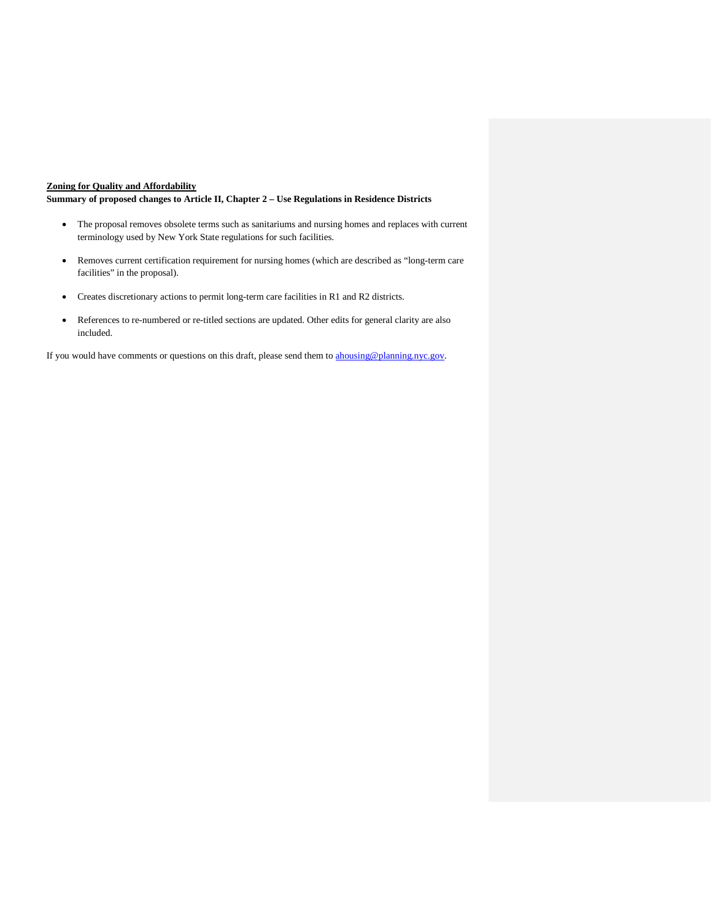**Zoning for Quality and Affordability**

**Summary of proposed changes to Article II, Chapter 2 – Use Regulations in Residence Districts**

- The proposal removes obsolete terms such as sanitariums and nursing homes and replaces with current terminology used by New York State regulations for such facilities.
- Removes current certification requirement for nursing homes (which are described as "long-term care facilities" in the proposal).
- Creates discretionary actions to permit long-term care facilities in R1 and R2 districts.
- References to re-numbered or re-titled sections are updated. Other edits for general clarity are also included.

If you would have comments or questions on this draft, please send them to [ahousing@planning.nyc.gov](mailto:ahousing@planning.nyc.gov).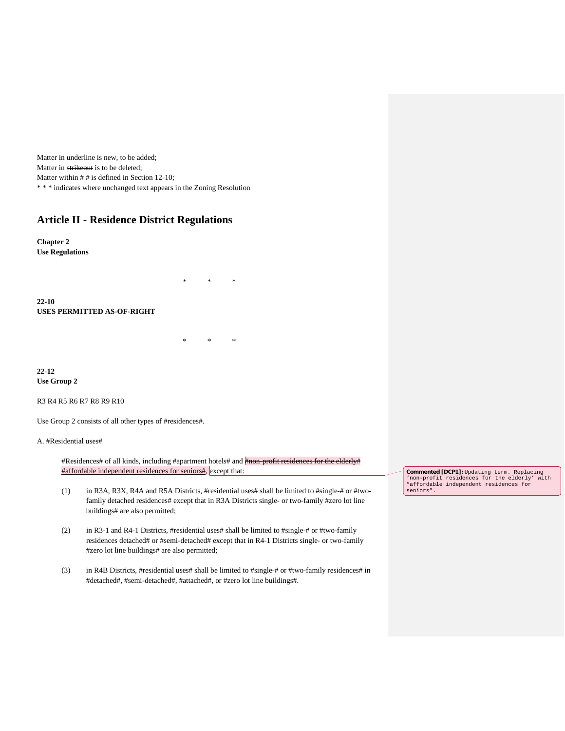Matter in underline is new, to be added;
Matter in ~~strikeout~~ is to be deleted;
Matter within # # is defined in Section 12-10;
* * * indicates where unchanged text appears in the Zoning Resolution

# Article II - Residence District Regulations

**Chapter 2**
**Use Regulations**

* * *

**22-10**
**USES PERMITTED AS-OF-RIGHT**

* * *

**22-12**
**Use Group 2**

R3 R4 R5 R6 R7 R8 R9 R10

Use Group 2 consists of all other types of #residences#.

A. #Residential uses#

#Residences# of all kinds, including #apartment hotels# and ~~#non-profit residences for the elderly#~~ <u>#affordable independent residences for seniors#,</u> except that:

(1) in R3A, R3X, R4A and R5A Districts, #residential uses# shall be limited to #single-# or #two-family detached residences# except that in R3A Districts single- or two-family #zero lot line buildings# are also permitted;

(2) in R3-1 and R4-1 Districts, #residential uses# shall be limited to #single-# or #two-family residences detached# or #semi-detached# except that in R4-1 Districts single- or two-family #zero lot line buildings# are also permitted;

(3) in R4B Districts, #residential uses# shall be limited to #single-# or #two-family residences# in #detached#, #semi-detached#, #attached#, or #zero lot line buildings#.

**Commented [DCP1]:** Updating term. Replacing 'non-profit residences for the elderly' with "affordable independent residences for seniors".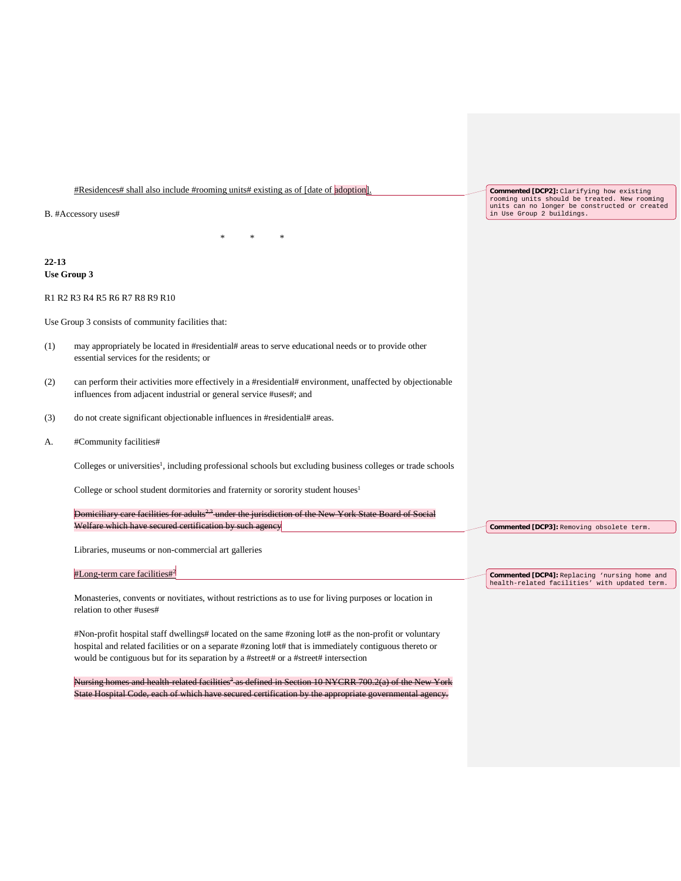#Residences# shall also include #rooming units# existing as of [date of adoption].

Commented [DCP2]: Clarifying how existing rooming units should be treated. New rooming units can no longer be constructed or created in Use Group 2 buildings.

B. #Accessory uses#

\* \* \*

**22-13**
**Use Group 3**

R1 R2 R3 R4 R5 R6 R7 R8 R9 R10

Use Group 3 consists of community facilities that:

(1) may appropriately be located in #residential# areas to serve educational needs or to provide other essential services for the residents; or

(2) can perform their activities more effectively in a #residential# environment, unaffected by objectionable influences from adjacent industrial or general service #uses#; and

(3) do not create significant objectionable influences in #residential# areas.

A. #Community facilities#

Colleges or universities[1], including professional schools but excluding business colleges or trade schools

College or school student dormitories and fraternity or sorority student houses[1]

~~Domiciliary care facilities for adults[2,3] under the jurisdiction of the New York State Board of Social Welfare which have secured certification by such agency~~

Commented [DCP3]: Removing obsolete term.

Libraries, museums or non-commercial art galleries

#Long-term care facilities#[2]

Commented [DCP4]: Replacing 'nursing home and health-related facilities' with updated term.

Monasteries, convents or novitiates, without restrictions as to use for living purposes or location in relation to other #uses#

#Non-profit hospital staff dwellings# located on the same #zoning lot# as the non-profit or voluntary hospital and related facilities or on a separate #zoning lot# that is immediately contiguous thereto or would be contiguous but for its separation by a #street# or a #street# intersection

~~Nursing homes and health-related facilities[3] as defined in Section 10 NYCRR 700.2(a) of the New York State Hospital Code, each of which have secured certification by the appropriate governmental agency.~~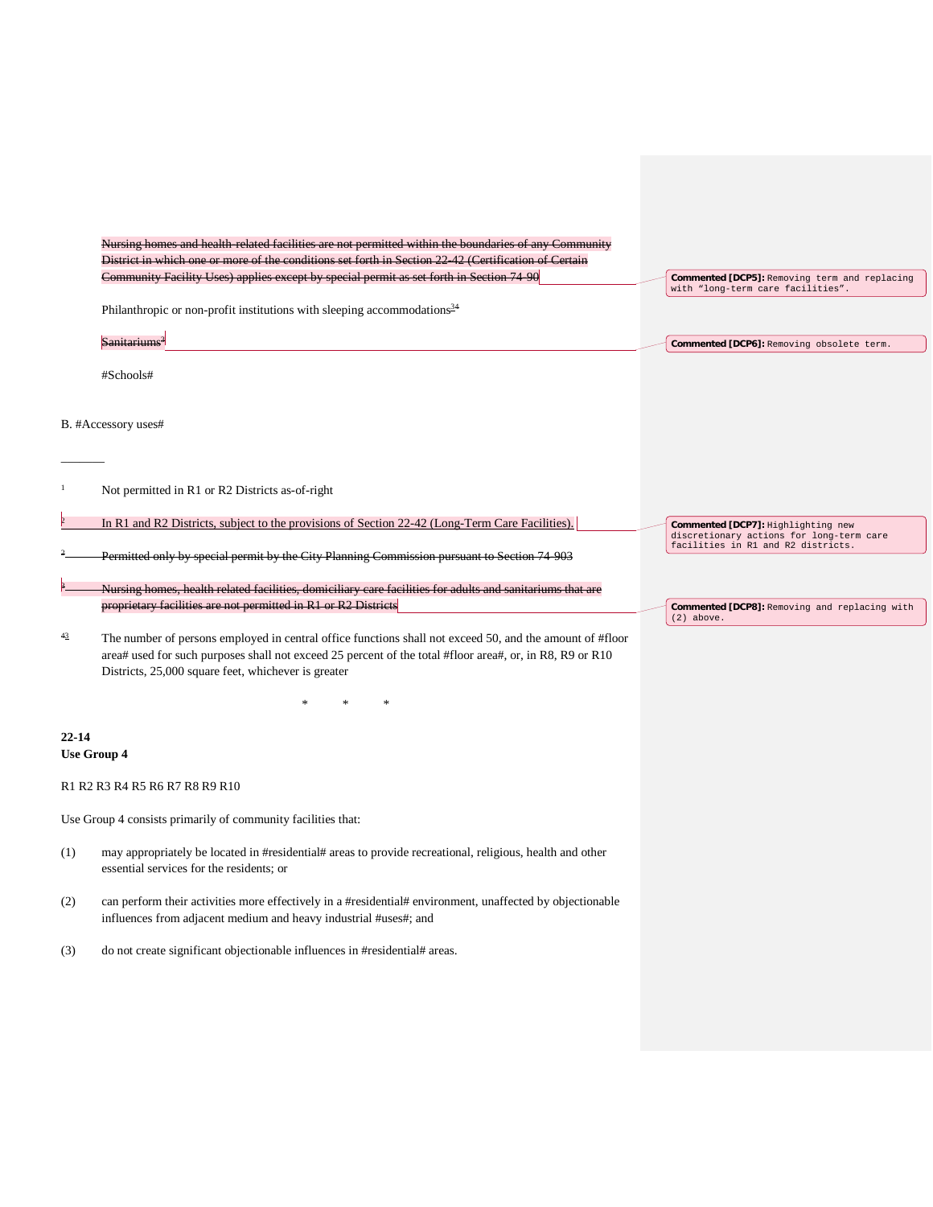~~Nursing homes and health-related facilities are not permitted within the boundaries of any Community District in which one or more of the conditions set forth in Section 22-42 (Certification of Certain Community Facility Uses) applies except by special permit as set forth in Section 74-90~~

Philanthropic or non-profit institutions with sleeping accommodations[~~3~~4]

~~Sanitariums[2]~~

#Schools#

B. #Accessory uses#

---

[1] Not permitted in R1 or R2 Districts as-of-right

[2] In R1 and R2 Districts, subject to the provisions of Section 22-42 (Long-Term Care Facilities).

~~[2] Permitted only by special permit by the City Planning Commission pursuant to Section 74-903~~

~~[3] Nursing homes, health related facilities, domiciliary care facilities for adults and sanitariums that are proprietary facilities are not permitted in R1 or R2 Districts~~

[4~~3~~] The number of persons employed in central office functions shall not exceed 50, and the amount of #floor area# used for such purposes shall not exceed 25 percent of the total #floor area#, or, in R8, R9 or R10 Districts, 25,000 square feet, whichever is greater

\* \* \*

**22-14**
**Use Group 4**

R1 R2 R3 R4 R5 R6 R7 R8 R9 R10

Use Group 4 consists primarily of community facilities that:

(1) may appropriately be located in #residential# areas to provide recreational, religious, health and other essential services for the residents; or

(2) can perform their activities more effectively in a #residential# environment, unaffected by objectionable influences from adjacent medium and heavy industrial #uses#; and

(3) do not create significant objectionable influences in #residential# areas.

**Commented [DCP5]:** Removing term and replacing with "long-term care facilities".

**Commented [DCP6]:** Removing obsolete term.

**Commented [DCP7]:** Highlighting new discretionary actions for long-term care facilities in R1 and R2 districts.

**Commented [DCP8]:** Removing and replacing with (2) above.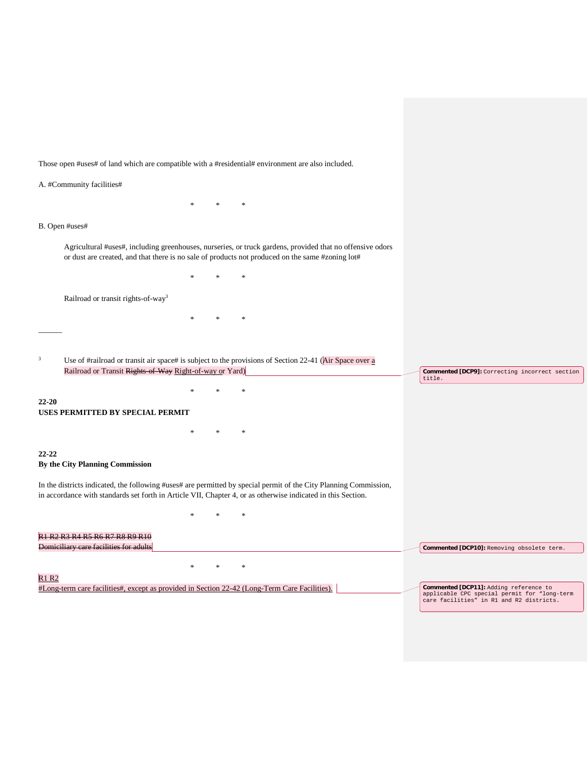Those open #uses# of land which are compatible with a #residential# environment are also included.

A. #Community facilities#

\*　　\*　　\*

B. Open #uses#

> Agricultural #uses#, including greenhouses, nurseries, or truck gardens, provided that no offensive odors or dust are created, and that there is no sale of products not produced on the same #zoning lot#

\*　　\*　　\*

> Railroad or transit rights-of-way[3]

\*　　\*　　\*

---

[3] Use of #railroad or transit air space# is subject to the provisions of Section 22-41 (Air Space over a Railroad or Transit ~~Rights-of-Way~~ Right-of-way or Yard)

> **Commented [DCP9]:** Correcting incorrect section title.

\*　　\*　　\*

**22-20**
**USES PERMITTED BY SPECIAL PERMIT**

\*　　\*　　\*

**22-22**
**By the City Planning Commission**

In the districts indicated, the following #uses# are permitted by special permit of the City Planning Commission, in accordance with standards set forth in Article VII, Chapter 4, or as otherwise indicated in this Section.

\*　　\*　　\*

~~R1 R2 R3 R4 R5 R6 R7 R8 R9 R10~~
~~Domiciliary care facilities for adults~~

> **Commented [DCP10]:** Removing obsolete term.

\*　　\*　　\*

R1 R2
#Long-term care facilities#, except as provided in Section 22-42 (Long-Term Care Facilities).

> **Commented [DCP11]:** Adding reference to applicable CPC special permit for "long-term care facilities" in R1 and R2 districts.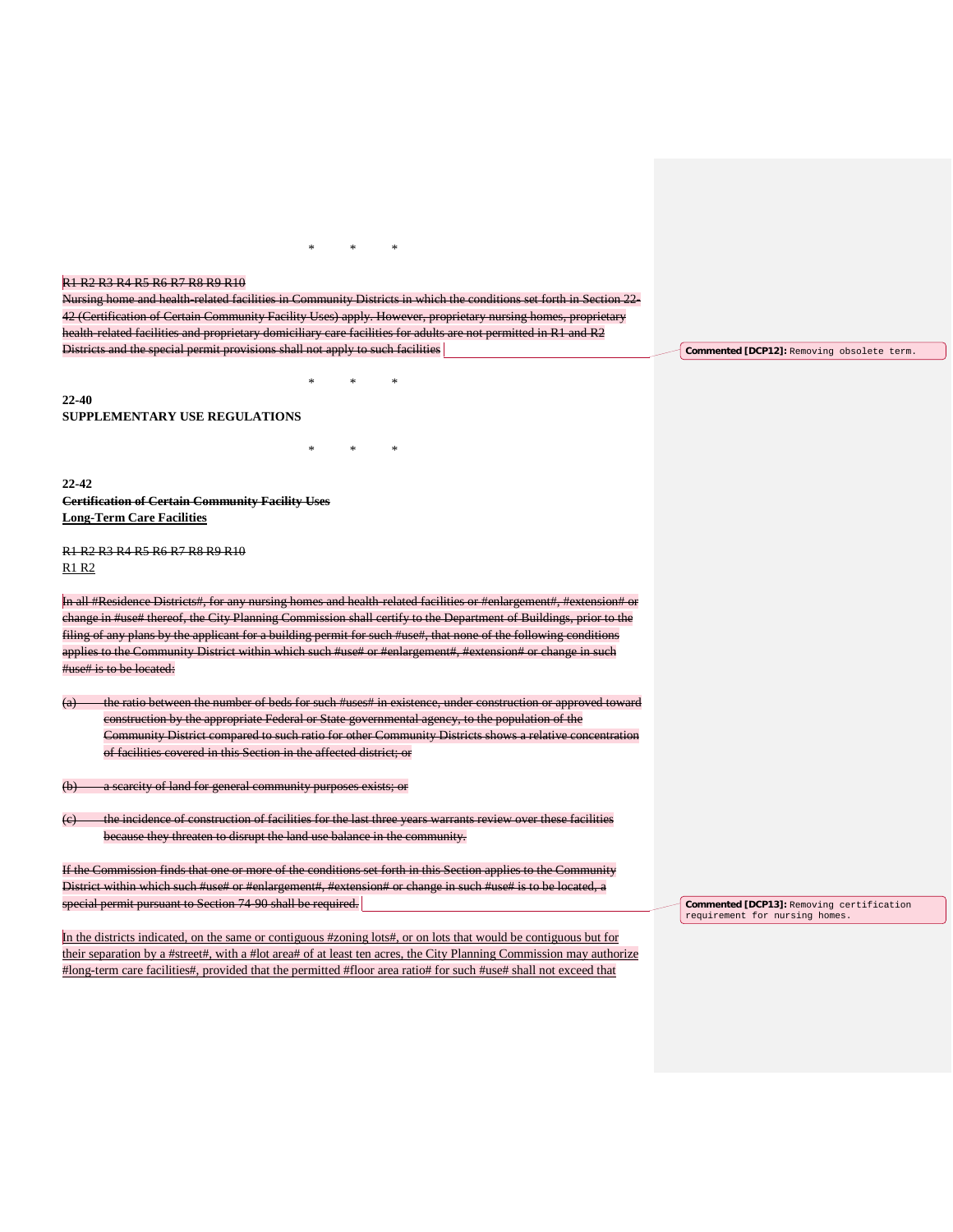\*     \*     \*

~~R1 R2 R3 R4 R5 R6 R7 R8 R9 R10~~
~~Nursing home and health-related facilities in Community Districts in which the conditions set forth in Section 22-42 (Certification of Certain Community Facility Uses) apply. However, proprietary nursing homes, proprietary health-related facilities and proprietary domiciliary care facilities for adults are not permitted in R1 and R2 Districts and the special permit provisions shall not apply to such facilities~~

> **Commented [DCP12]:** Removing obsolete term.

\*     \*     \*

**22-40**
**SUPPLEMENTARY USE REGULATIONS**

\*     \*     \*

**22-42**
~~**Certification of Certain Community Facility Uses**~~
<u>**Long-Term Care Facilities**</u>

~~R1 R2 R3 R4 R5 R6 R7 R8 R9 R10~~
<u>R1 R2</u>

~~In all #Residence Districts#, for any nursing homes and health-related facilities or #enlargement#, #extension# or change in #use# thereof, the City Planning Commission shall certify to the Department of Buildings, prior to the filing of any plans by the applicant for a building permit for such #use#, that none of the following conditions applies to the Community District within which such #use# or #enlargement#, #extension# or change in such #use# is to be located:~~

~~(a) the ratio between the number of beds for such #uses# in existence, under construction or approved toward construction by the appropriate Federal or State governmental agency, to the population of the Community District compared to such ratio for other Community Districts shows a relative concentration of facilities covered in this Section in the affected district; or~~

~~(b) a scarcity of land for general community purposes exists; or~~

~~(c) the incidence of construction of facilities for the last three years warrants review over these facilities because they threaten to disrupt the land use balance in the community.~~

~~If the Commission finds that one or more of the conditions set forth in this Section applies to the Community District within which such #use# or #enlargement#, #extension# or change in such #use# is to be located, a special permit pursuant to Section 74-90 shall be required.~~

> **Commented [DCP13]:** Removing certification requirement for nursing homes.

<u>In the districts indicated, on the same or contiguous #zoning lots#, or on lots that would be contiguous but for their separation by a #street#, with a #lot area# of at least ten acres, the City Planning Commission may authorize #long-term care facilities#, provided that the permitted #floor area ratio# for such #use# shall not exceed that</u>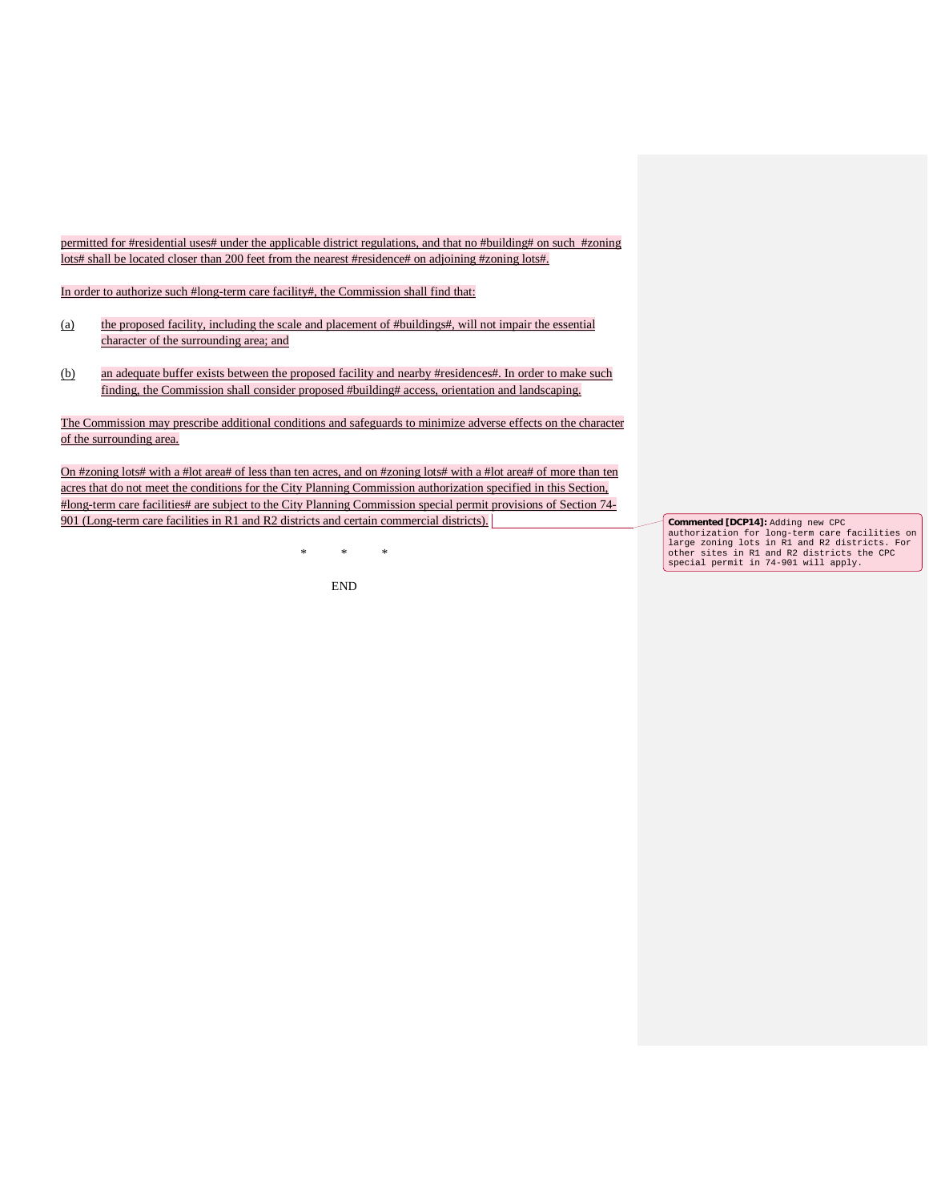permitted for #residential uses# under the applicable district regulations, and that no #building# on such #zoning lots# shall be located closer than 200 feet from the nearest #residence# on adjoining #zoning lots#.

In order to authorize such #long-term care facility#, the Commission shall find that:

(a) the proposed facility, including the scale and placement of #buildings#, will not impair the essential character of the surrounding area; and

(b) an adequate buffer exists between the proposed facility and nearby #residences#. In order to make such finding, the Commission shall consider proposed #building# access, orientation and landscaping.

The Commission may prescribe additional conditions and safeguards to minimize adverse effects on the character of the surrounding area.

On #zoning lots# with a #lot area# of less than ten acres, and on #zoning lots# with a #lot area# of more than ten acres that do not meet the conditions for the City Planning Commission authorization specified in this Section, #long-term care facilities# are subject to the City Planning Commission special permit provisions of Section 74-901 (Long-term care facilities in R1 and R2 districts and certain commercial districts).

**Commented [DCP14]:** Adding new CPC authorization for long-term care facilities on large zoning lots in R1 and R2 districts. For other sites in R1 and R2 districts the CPC special permit in 74-901 will apply.

\* \* \*

END